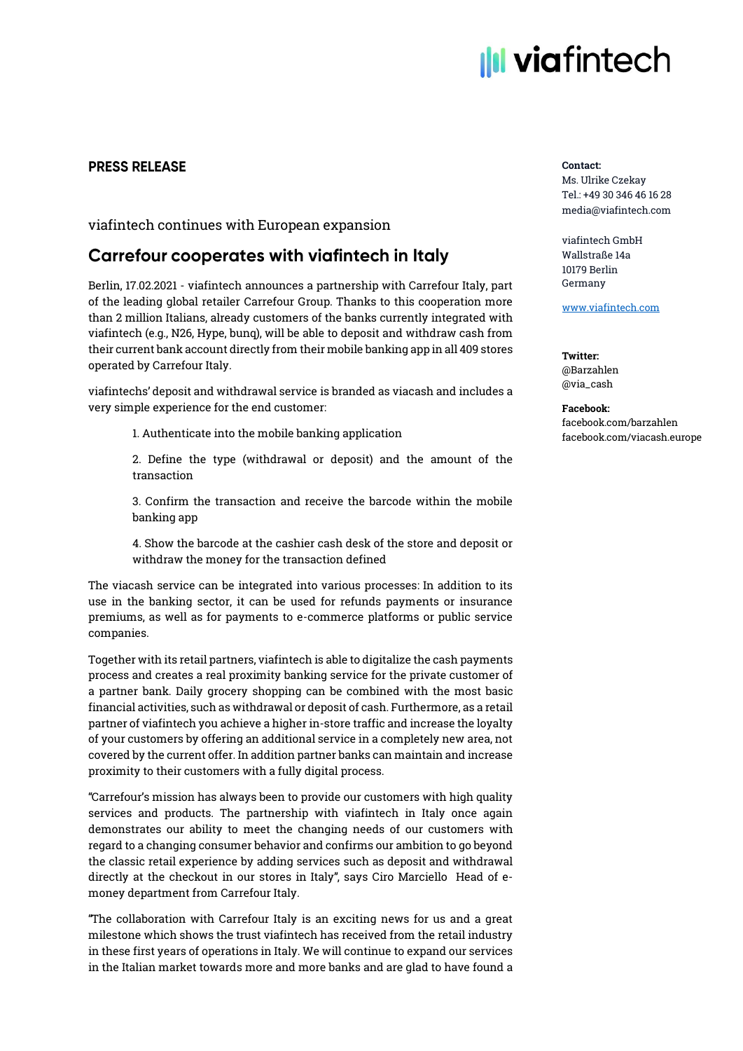viafintech

**PRESS RELEASE**

viafintech continues with European expansion

## Carrefour cooperates with viafintech in Italy

Berlin, 17.02.2021 - viafintech announces a partnership with Carrefour Italy, part of the leading global retailer Carrefour Group. Thanks to this cooperation more than 2 million Italians, already customers of the banks currently integrated with viafintech (e.g., N26, Hype, bunq), will be able to deposit and withdraw cash from their current bank account directly from their mobile banking app in all 409 stores operated by Carrefour Italy.

viafintechs' deposit and withdrawal service is branded as viacash and includes a very simple experience for the end customer:

1. Authenticate into the mobile banking application
2. Define the type (withdrawal or deposit) and the amount of the transaction
3. Confirm the transaction and receive the barcode within the mobile banking app
4. Show the barcode at the cashier cash desk of the store and deposit or withdraw the money for the transaction defined

The viacash service can be integrated into various processes: In addition to its use in the banking sector, it can be used for refunds payments or insurance premiums, as well as for payments to e-commerce platforms or public service companies.

Together with its retail partners, viafintech is able to digitalize the cash payments process and creates a real proximity banking service for the private customer of a partner bank. Daily grocery shopping can be combined with the most basic financial activities, such as withdrawal or deposit of cash. Furthermore, as a retail partner of viafintech you achieve a higher in-store traffic and increase the loyalty of your customers by offering an additional service in a completely new area, not covered by the current offer. In addition partner banks can maintain and increase proximity to their customers with a fully digital process.

"Carrefour's mission has always been to provide our customers with high quality services and products. The partnership with viafintech in Italy once again demonstrates our ability to meet the changing needs of our customers with regard to a changing consumer behavior and confirms our ambition to go beyond the classic retail experience by adding services such as deposit and withdrawal directly at the checkout in our stores in Italy", says Ciro Marciello Head of e-money department from Carrefour Italy.

"The collaboration with Carrefour Italy is an exciting news for us and a great milestone which shows the trust viafintech has received from the retail industry in these first years of operations in Italy. We will continue to expand our services in the Italian market towards more and more banks and are glad to have found a

**Contact:**
Ms. Ulrike Czekay
Tel.: +49 30 346 46 16 28
media@viafintech.com

viafintech GmbH
Wallstraße 14a
10179 Berlin
Germany

www.viafintech.com

**Twitter:**
@Barzahlen
@via_cash

**Facebook:**
facebook.com/barzahlen
facebook.com/viacash.europe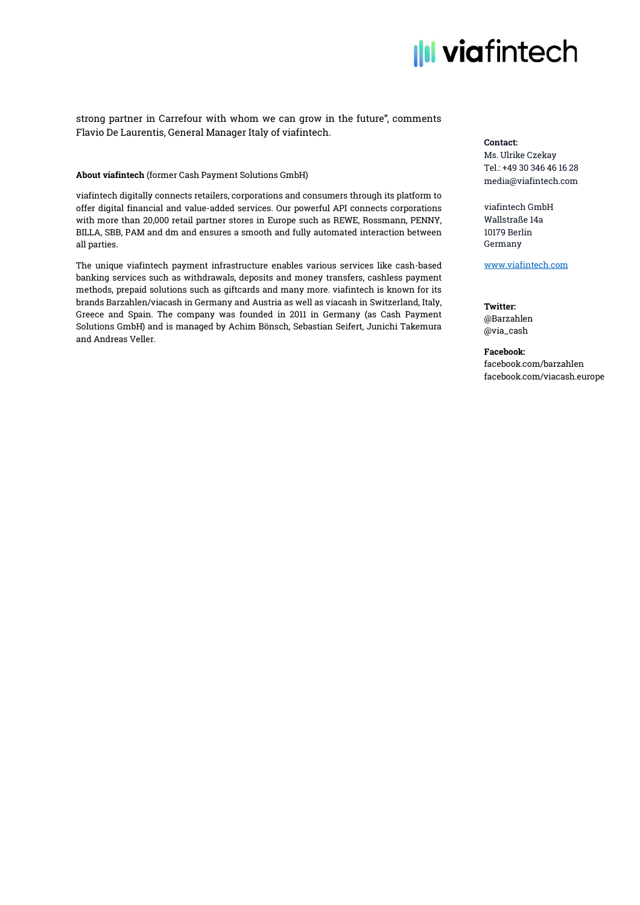strong partner in Carrefour with whom we can grow in the future", comments Flavio De Laurentis, General Manager Italy of viafintech.

**About viafintech** (former Cash Payment Solutions GmbH)

viafintech digitally connects retailers, corporations and consumers through its platform to offer digital financial and value-added services. Our powerful API connects corporations with more than 20,000 retail partner stores in Europe such as REWE, Rossmann, PENNY, BILLA, SBB, PAM and dm and ensures a smooth and fully automated interaction between all parties.

The unique viafintech payment infrastructure enables various services like cash-based banking services such as withdrawals, deposits and money transfers, cashless payment methods, prepaid solutions such as giftcards and many more. viafintech is known for its brands Barzahlen/viacash in Germany and Austria as well as viacash in Switzerland, Italy, Greece and Spain. The company was founded in 2011 in Germany (as Cash Payment Solutions GmbH) and is managed by Achim Bönsch, Sebastian Seifert, Junichi Takemura and Andreas Veller.

**Contact:**
Ms. Ulrike Czekay
Tel.: +49 30 346 46 16 28
media@viafintech.com

viafintech GmbH
Wallstraße 14a
10179 Berlin
Germany

www.viafintech.com

**Twitter:**
@Barzahlen
@via_cash

**Facebook:**
facebook.com/barzahlen
facebook.com/viacash.europe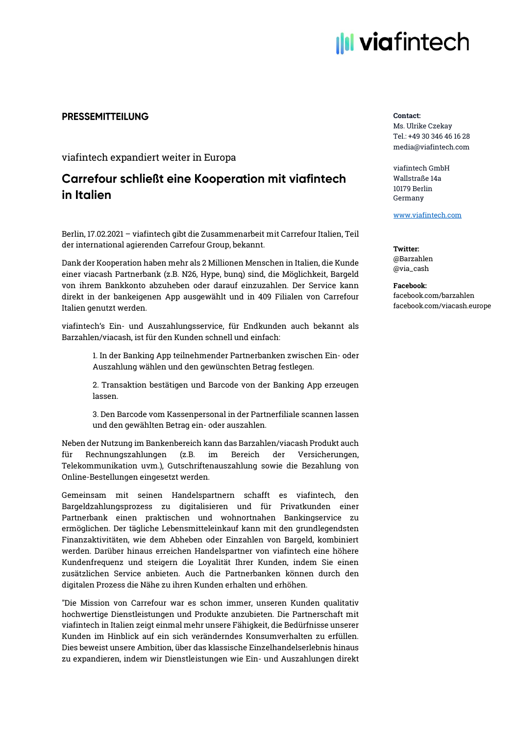**PRESSEMITTEILUNG**

viafintech expandiert weiter in Europa

## Carrefour schließt eine Kooperation mit viafintech in Italien

Berlin, 17.02.2021 – viafintech gibt die Zusammenarbeit mit Carrefour Italien, Teil der international agierenden Carrefour Group, bekannt.

Dank der Kooperation haben mehr als 2 Millionen Menschen in Italien, die Kunde einer viacash Partnerbank (z.B. N26, Hype, bunq) sind, die Möglichkeit, Bargeld von ihrem Bankkonto abzuheben oder darauf einzuzahlen. Der Service kann direkt in der bankeigenen App ausgewählt und in 409 Filialen von Carrefour Italien genutzt werden.

viafintech's Ein- und Auszahlungsservice, für Endkunden auch bekannt als Barzahlen/viacash, ist für den Kunden schnell und einfach:

1. In der Banking App teilnehmender Partnerbanken zwischen Ein- oder Auszahlung wählen und den gewünschten Betrag festlegen.
2. Transaktion bestätigen und Barcode von der Banking App erzeugen lassen.
3. Den Barcode vom Kassenpersonal in der Partnerfiliale scannen lassen und den gewählten Betrag ein- oder auszahlen.

Neben der Nutzung im Bankenbereich kann das Barzahlen/viacash Produkt auch für Rechnungszahlungen (z.B. im Bereich der Versicherungen, Telekommunikation uvm.), Gutschriftenauszahlung sowie die Bezahlung von Online-Bestellungen eingesetzt werden.

Gemeinsam mit seinen Handelspartnern schafft es viafintech, den Bargeldzahlungsprozess zu digitalisieren und für Privatkunden einer Partnerbank einen praktischen und wohnortnahen Bankingservice zu ermöglichen. Der tägliche Lebensmitteleinkauf kann mit den grundlegendsten Finanzaktivitäten, wie dem Abheben oder Einzahlen von Bargeld, kombiniert werden. Darüber hinaus erreichen Handelspartner von viafintech eine höhere Kundenfrequenz und steigern die Loyalität Ihrer Kunden, indem Sie einen zusätzlichen Service anbieten. Auch die Partnerbanken können durch den digitalen Prozess die Nähe zu ihren Kunden erhalten und erhöhen.

"Die Mission von Carrefour war es schon immer, unseren Kunden qualitativ hochwertige Dienstleistungen und Produkte anzubieten. Die Partnerschaft mit viafintech in Italien zeigt einmal mehr unsere Fähigkeit, die Bedürfnisse unserer Kunden im Hinblick auf ein sich veränderndes Konsumverhalten zu erfüllen. Dies beweist unsere Ambition, über das klassische Einzelhandelserlebnis hinaus zu expandieren, indem wir Dienstleistungen wie Ein- und Auszahlungen direkt

**Contact:**
Ms. Ulrike Czekay
Tel.: +49 30 346 46 16 28
media@viafintech.com

viafintech GmbH
Wallstraße 14a
10179 Berlin
Germany

www.viafintech.com

**Twitter:**
@Barzahlen
@via_cash

**Facebook:**
facebook.com/barzahlen
facebook.com/viacash.europe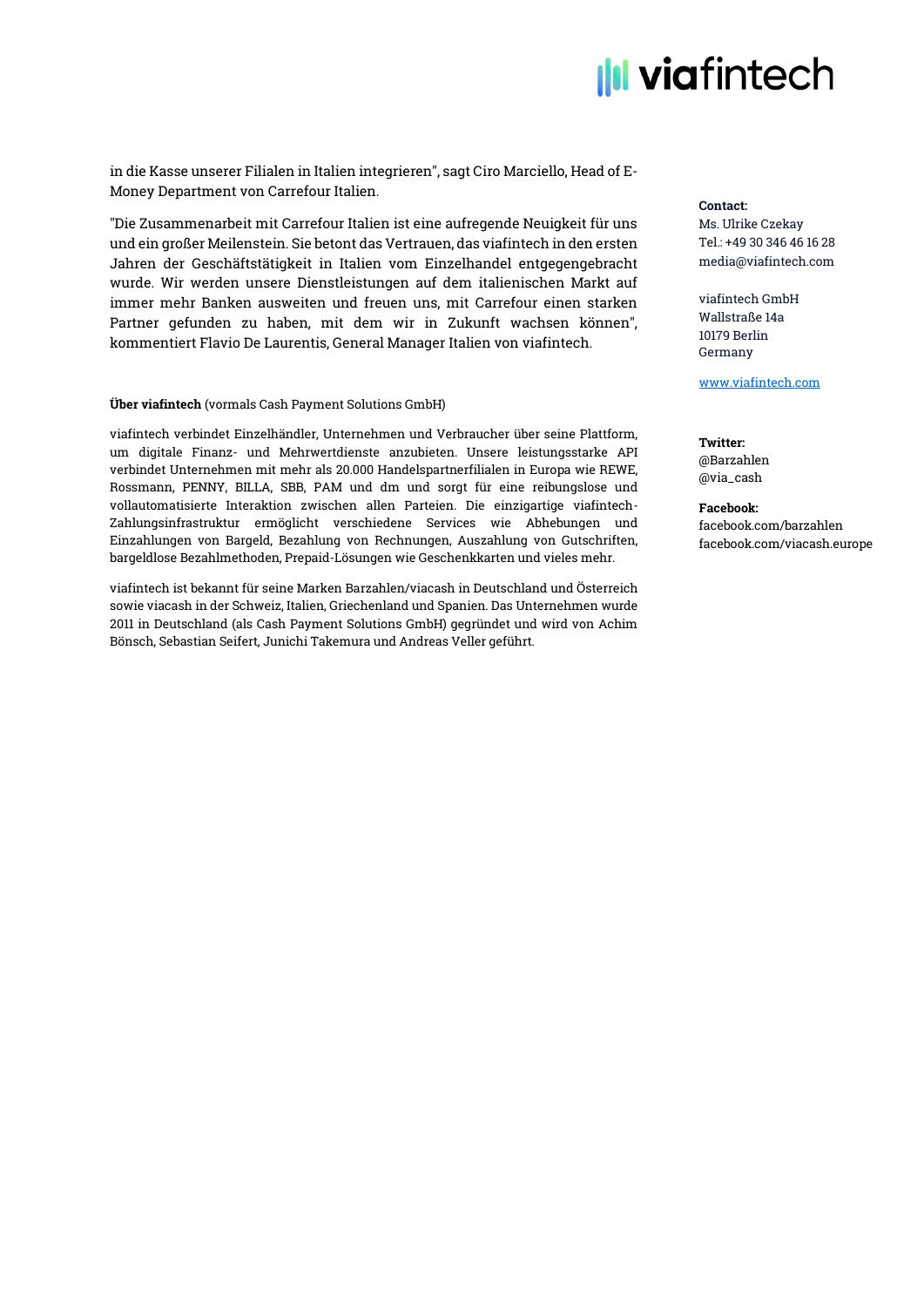in die Kasse unserer Filialen in Italien integrieren", sagt Ciro Marciello, Head of E-Money Department von Carrefour Italien.

"Die Zusammenarbeit mit Carrefour Italien ist eine aufregende Neuigkeit für uns und ein großer Meilenstein. Sie betont das Vertrauen, das viafintech in den ersten Jahren der Geschäftstätigkeit in Italien vom Einzelhandel entgegengebracht wurde. Wir werden unsere Dienstleistungen auf dem italienischen Markt auf immer mehr Banken ausweiten und freuen uns, mit Carrefour einen starken Partner gefunden zu haben, mit dem wir in Zukunft wachsen können", kommentiert Flavio De Laurentis, General Manager Italien von viafintech.

**Über viafintech** (vormals Cash Payment Solutions GmbH)

viafintech verbindet Einzelhändler, Unternehmen und Verbraucher über seine Plattform, um digitale Finanz- und Mehrwertdienste anzubieten. Unsere leistungsstarke API verbindet Unternehmen mit mehr als 20.000 Handelspartnerfilialen in Europa wie REWE, Rossmann, PENNY, BILLA, SBB, PAM und dm und sorgt für eine reibungslose und vollautomatisierte Interaktion zwischen allen Parteien. Die einzigartige viafintech-Zahlungsinfrastruktur ermöglicht verschiedene Services wie Abhebungen und Einzahlungen von Bargeld, Bezahlung von Rechnungen, Auszahlung von Gutschriften, bargeldlose Bezahlmethoden, Prepaid-Lösungen wie Geschenkkarten und vieles mehr.

viafintech ist bekannt für seine Marken Barzahlen/viacash in Deutschland und Österreich sowie viacash in der Schweiz, Italien, Griechenland und Spanien. Das Unternehmen wurde 2011 in Deutschland (als Cash Payment Solutions GmbH) gegründet und wird von Achim Bönsch, Sebastian Seifert, Junichi Takemura und Andreas Veller geführt.

**Contact:**
Ms. Ulrike Czekay
Tel.: +49 30 346 46 16 28
media@viafintech.com

viafintech GmbH
Wallstraße 14a
10179 Berlin
Germany

www.viafintech.com

**Twitter:**
@Barzahlen
@via_cash

**Facebook:**
facebook.com/barzahlen
facebook.com/viacash.europe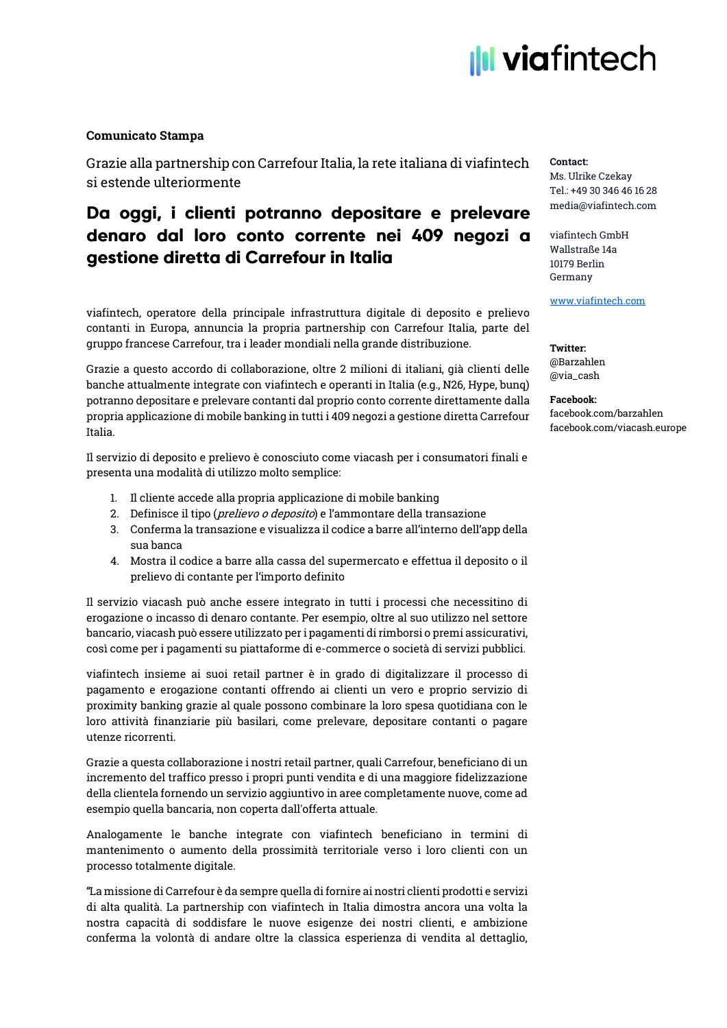**Comunicato Stampa**

Grazie alla partnership con Carrefour Italia, la rete italiana di viafintech si estende ulteriormente

# Da oggi, i clienti potranno depositare e prelevare denaro dal loro conto corrente nei 409 negozi a gestione diretta di Carrefour in Italia

**Contact:**
Ms. Ulrike Czekay
Tel.: +49 30 346 46 16 28
media@viafintech.com

viafintech GmbH
Wallstraße 14a
10179 Berlin
Germany

www.viafintech.com

**Twitter:**
@Barzahlen
@via_cash

**Facebook:**
facebook.com/barzahlen
facebook.com/viacash.europe

viafintech, operatore della principale infrastruttura digitale di deposito e prelievo contanti in Europa, annuncia la propria partnership con Carrefour Italia, parte del gruppo francese Carrefour, tra i leader mondiali nella grande distribuzione.

Grazie a questo accordo di collaborazione, oltre 2 milioni di italiani, già clienti delle banche attualmente integrate con viafintech e operanti in Italia (e.g., N26, Hype, bunq) potranno depositare e prelevare contanti dal proprio conto corrente direttamente dalla propria applicazione di mobile banking in tutti i 409 negozi a gestione diretta Carrefour Italia.

Il servizio di deposito e prelievo è conosciuto come viacash per i consumatori finali e presenta una modalità di utilizzo molto semplice:

1. Il cliente accede alla propria applicazione di mobile banking
2. Definisce il tipo (*prelievo o deposito*) e l'ammontare della transazione
3. Conferma la transazione e visualizza il codice a barre all'interno dell'app della sua banca
4. Mostra il codice a barre alla cassa del supermercato e effettua il deposito o il prelievo di contante per l'importo definito

Il servizio viacash può anche essere integrato in tutti i processi che necessitino di erogazione o incasso di denaro contante. Per esempio, oltre al suo utilizzo nel settore bancario, viacash può essere utilizzato per i pagamenti di rimborsi o premi assicurativi, così come per i pagamenti su piattaforme di e-commerce o società di servizi pubblici.

viafintech insieme ai suoi retail partner è in grado di digitalizzare il processo di pagamento e erogazione contanti offrendo ai clienti un vero e proprio servizio di proximity banking grazie al quale possono combinare la loro spesa quotidiana con le loro attività finanziarie più basilari, come prelevare, depositare contanti o pagare utenze ricorrenti.

Grazie a questa collaborazione i nostri retail partner, quali Carrefour, beneficiano di un incremento del traffico presso i propri punti vendita e di una maggiore fidelizzazione della clientela fornendo un servizio aggiuntivo in aree completamente nuove, come ad esempio quella bancaria, non coperta dall'offerta attuale.

Analogamente le banche integrate con viafintech beneficiano in termini di mantenimento o aumento della prossimità territoriale verso i loro clienti con un processo totalmente digitale.

"La missione di Carrefour è da sempre quella di fornire ai nostri clienti prodotti e servizi di alta qualità. La partnership con viafintech in Italia dimostra ancora una volta la nostra capacità di soddisfare le nuove esigenze dei nostri clienti, e ambizione conferma la volontà di andare oltre la classica esperienza di vendita al dettaglio,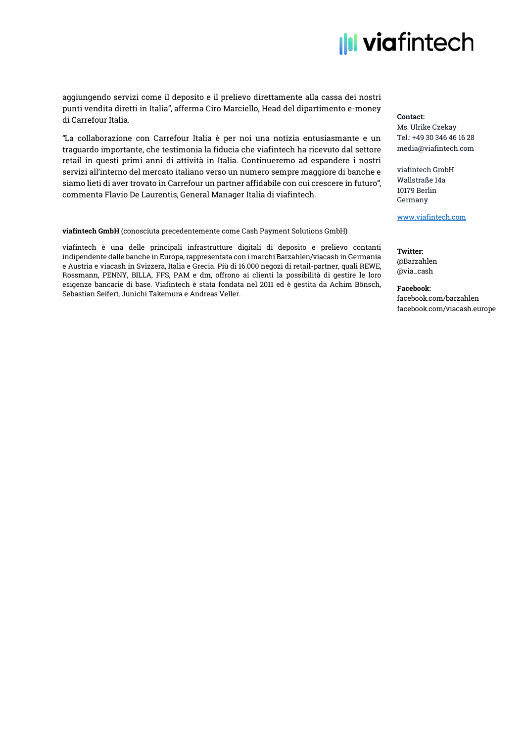aggiungendo servizi come il deposito e il prelievo direttamente alla cassa dei nostri punti vendita diretti in Italia", afferma Ciro Marciello, Head del dipartimento e-money di Carrefour Italia.

"La collaborazione con Carrefour Italia è per noi una notizia entusiasmante e un traguardo importante, che testimonia la fiducia che viafintech ha ricevuto dal settore retail in questi primi anni di attività in Italia. Continueremo ad espandere i nostri servizi all'interno del mercato italiano verso un numero sempre maggiore di banche e siamo lieti di aver trovato in Carrefour un partner affidabile con cui crescere in futuro", commenta Flavio De Laurentis, General Manager Italia di viafintech.

**viafintech GmbH** (conosciuta precedentemente come Cash Payment Solutions GmbH)

viafintech è una delle principali infrastrutture digitali di deposito e prelievo contanti indipendente dalle banche in Europa, rappresentata con i marchi Barzahlen/viacash in Germania e Austria e viacash in Svizzera, Italia e Grecia. Più di 16.000 negozi di retail-partner, quali REWE, Rossmann, PENNY, BILLA, FFS, PAM e dm, offrono ai clienti la possibilità di gestire le loro esigenze bancarie di base. Viafintech è stata fondata nel 2011 ed è gestita da Achim Bönsch, Sebastian Seifert, Junichi Takemura e Andreas Veller.

**Contact:**
Ms. Ulrike Czekay
Tel.: +49 30 346 46 16 28
media@viafintech.com

viafintech GmbH
Wallstraße 14a
10179 Berlin
Germany

www.viafintech.com

**Twitter:**
@Barzahlen
@via_cash

**Facebook:**
facebook.com/barzahlen
facebook.com/viacash.europe